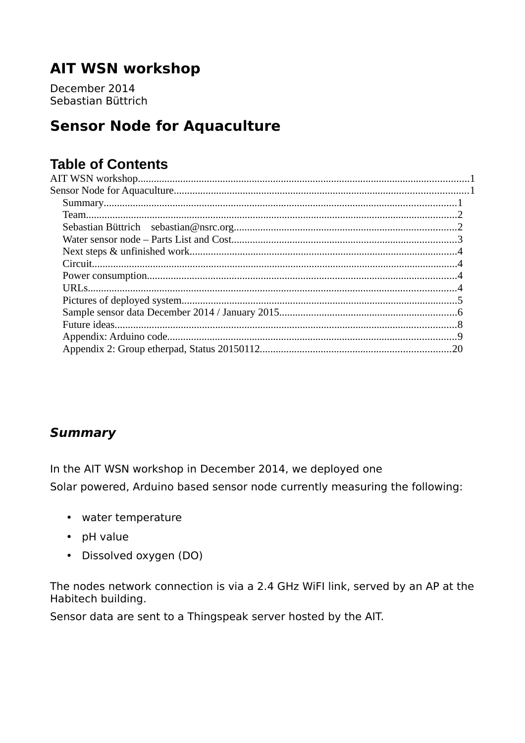# AIT WSN workshop

December 2014
Sebastian Büttrich

# Sensor Node for Aquaculture

## Table of Contents

AIT WSN workshop....................................................................................................................1
Sensor Node for Aquaculture......................................................................................................1
- Summary...........................................................................................................................1
- Team..................................................................................................................................2
- Sebastian Büttrich sebastian@nsrc.org...........................................................................2
- Water sensor node – Parts List and Cost..........................................................................3
- Next steps & unfinished work..........................................................................................4
- Circuit...............................................................................................................................4
- Power consumption..........................................................................................................4
- URLs.................................................................................................................................4
- Pictures of deployed system.............................................................................................5
- Sample sensor data December 2014 / January 2015........................................................6
- Future ideas.......................................................................................................................8
- Appendix: Arduino code...................................................................................................9
- Appendix 2: Group etherpad, Status 20150112..............................................................20

### *Summary*

In the AIT WSN workshop in December 2014, we deployed one

Solar powered, Arduino based sensor node currently measuring the following:

- water temperature
- pH value
- Dissolved oxygen (DO)

The nodes network connection is via a 2.4 GHz WiFI link, served by an AP at the Habitech building.

Sensor data are sent to a Thingspeak server hosted by the AIT.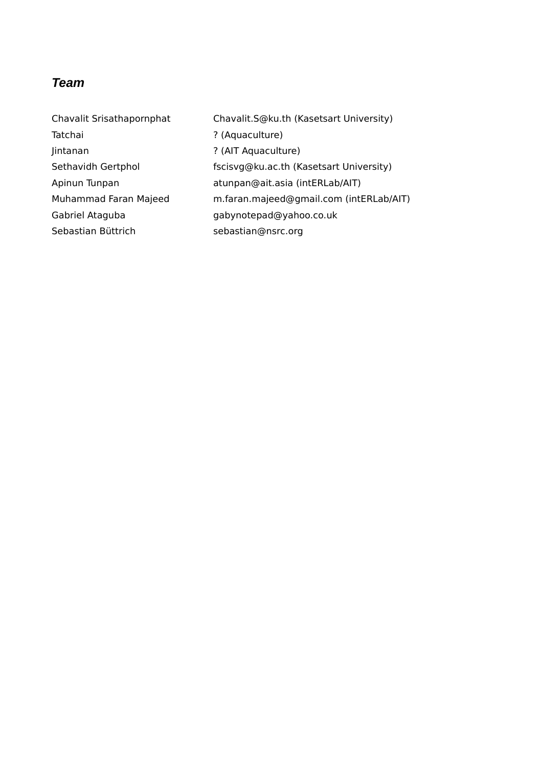### ***Team***

| | |
|---|---|
| Chavalit Srisathapornphat | Chavalit.S@ku.th (Kasetsart University) |
| Tatchai | ? (Aquaculture) |
| Jintanan | ? (AIT Aquaculture) |
| Sethavidh Gertphol | fscisvg@ku.ac.th (Kasetsart University) |
| Apinun Tunpan | atunpan@ait.asia (intERLab/AIT) |
| Muhammad Faran Majeed | m.faran.majeed@gmail.com (intERLab/AIT) |
| Gabriel Ataguba | gabynotepad@yahoo.co.uk |
| Sebastian Büttrich | sebastian@nsrc.org |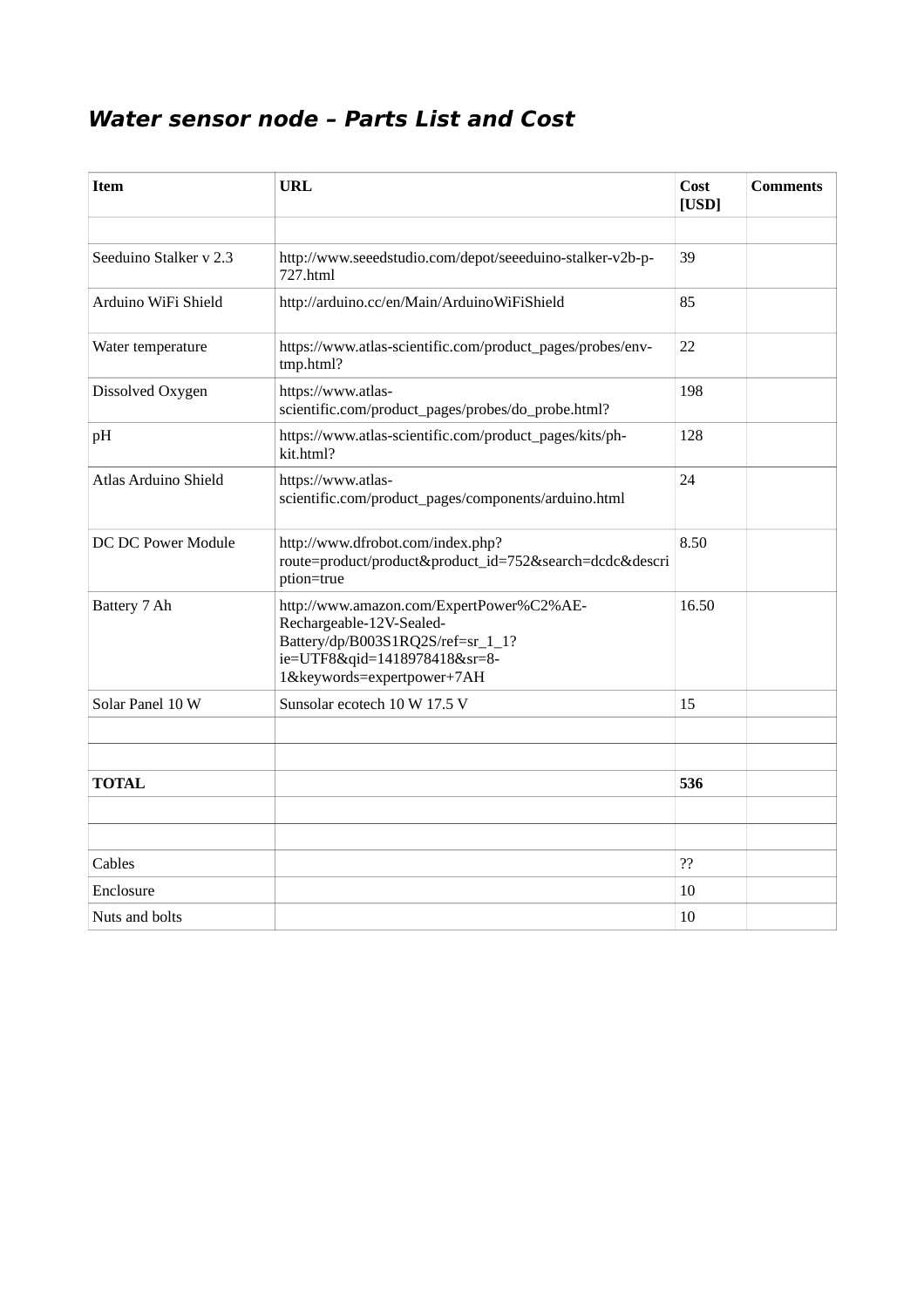# ***Water sensor node – Parts List and Cost***

| Item | URL | Cost [USD] | Comments |
|---|---|---|---|
| | | | |
| Seeduino Stalker v 2.3 | http://www.seeedstudio.com/depot/seeeduino-stalker-v2b-p-727.html | 39 | |
| Arduino WiFi Shield | http://arduino.cc/en/Main/ArduinoWiFiShield | 85 | |
| Water temperature | https://www.atlas-scientific.com/product_pages/probes/env-tmp.html? | 22 | |
| Dissolved Oxygen | https://www.atlas-scientific.com/product_pages/probes/do_probe.html? | 198 | |
| pH | https://www.atlas-scientific.com/product_pages/kits/ph-kit.html? | 128 | |
| Atlas Arduino Shield | https://www.atlas-scientific.com/product_pages/components/arduino.html | 24 | |
| DC DC Power Module | http://www.dfrobot.com/index.php?route=product/product&product_id=752&search=dcdc&description=true | 8.50 | |
| Battery 7 Ah | http://www.amazon.com/ExpertPower%C2%AE-Rechargeable-12V-Sealed-Battery/dp/B003S1RQ2S/ref=sr_1_1?ie=UTF8&qid=1418978418&sr=8-1&keywords=expertpower+7AH | 16.50 | |
| Solar Panel 10 W | Sunsolar ecotech 10 W 17.5 V | 15 | |
| | | | |
| | | | |
| **TOTAL** | | **536** | |
| | | | |
| | | | |
| Cables | | ?? | |
| Enclosure | | 10 | |
| Nuts and bolts | | 10 | |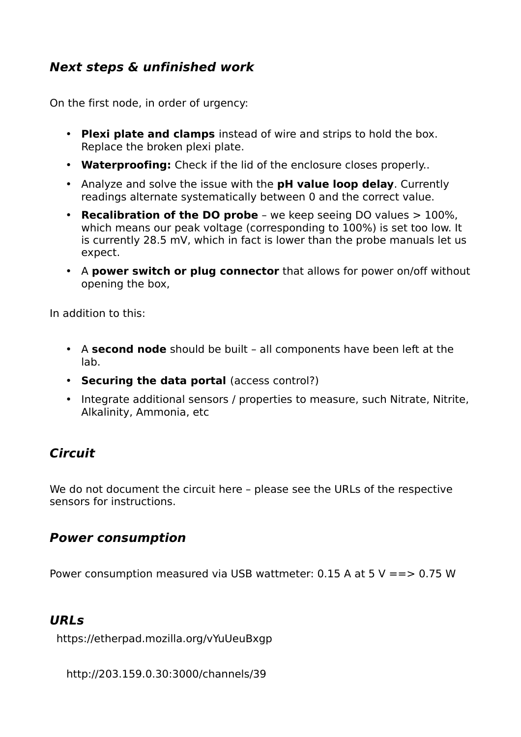### ***Next steps & unfinished work***

On the first node, in order of urgency:

- **Plexi plate and clamps** instead of wire and strips to hold the box. Replace the broken plexi plate.
- **Waterproofing:** Check if the lid of the enclosure closes properly..
- Analyze and solve the issue with the **pH value loop delay**. Currently readings alternate systematically between 0 and the correct value.
- **Recalibration of the DO probe** – we keep seeing DO values > 100%, which means our peak voltage (corresponding to 100%) is set too low. It is currently 28.5 mV, which in fact is lower than the probe manuals let us expect.
- A **power switch or plug connector** that allows for power on/off without opening the box,

In addition to this:

- A **second node** should be built – all components have been left at the lab.
- **Securing the data portal** (access control?)
- Integrate additional sensors / properties to measure, such Nitrate, Nitrite, Alkalinity, Ammonia, etc

### ***Circuit***

We do not document the circuit here – please see the URLs of the respective sensors for instructions.

### ***Power consumption***

Power consumption measured via USB wattmeter: 0.15 A at 5 V ==> 0.75 W

### ***URLs***

https://etherpad.mozilla.org/vYuUeuBxgp

http://203.159.0.30:3000/channels/39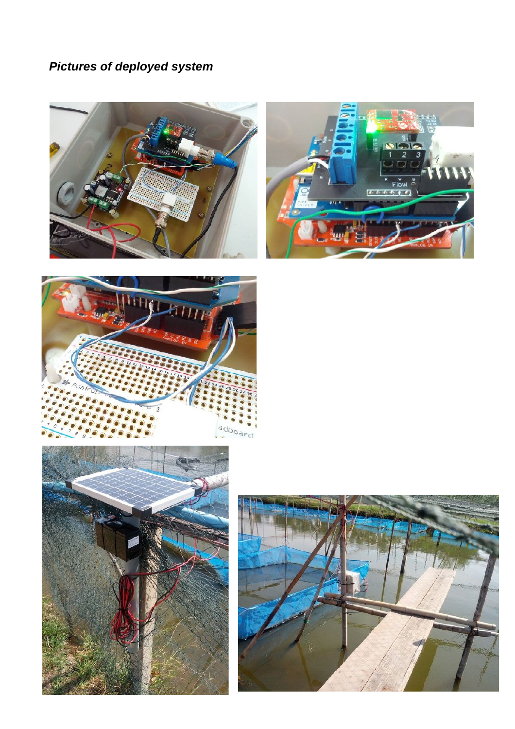***Pictures of deployed system***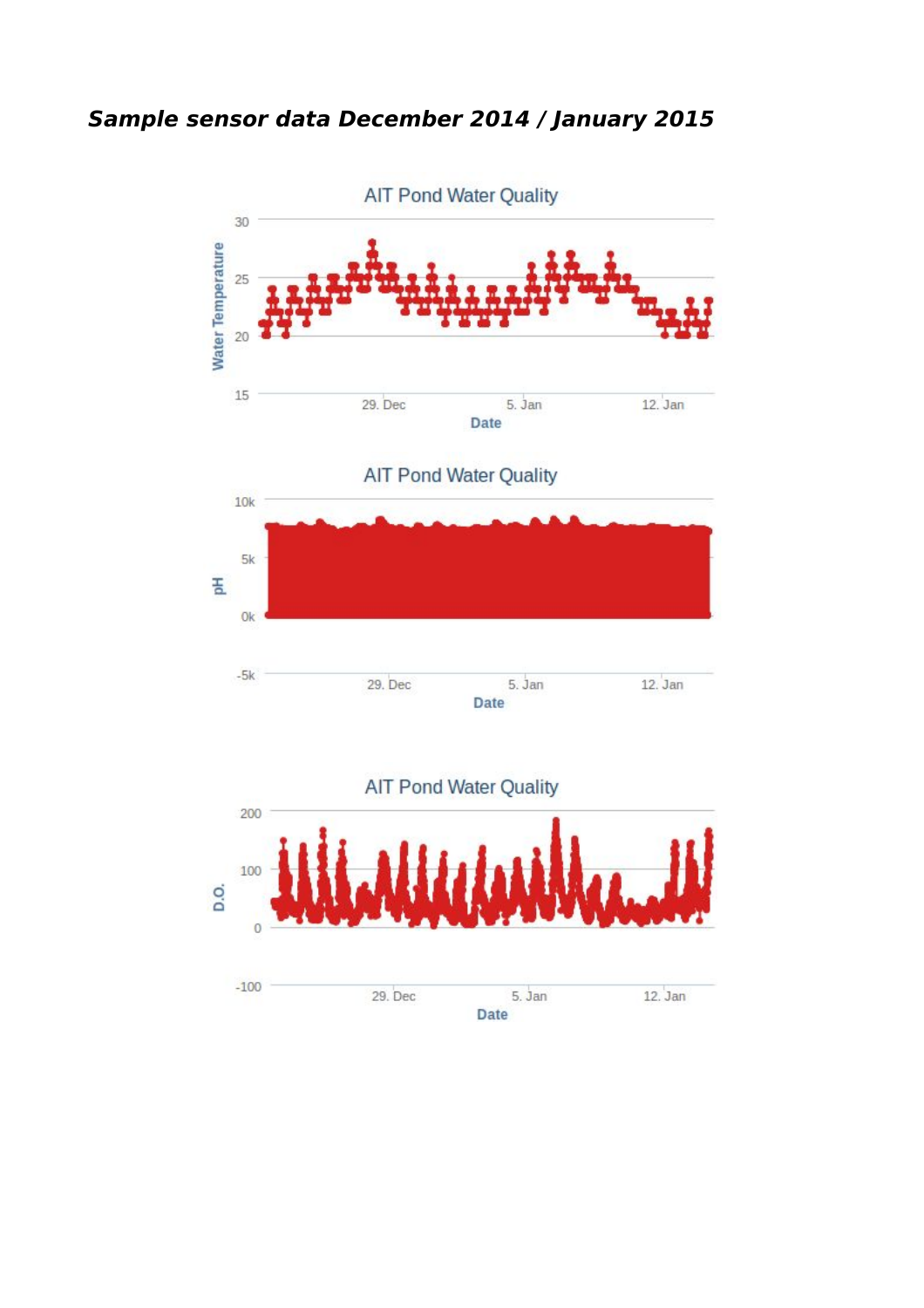***Sample sensor data December 2014 / January 2015***

AIT Pond Water Quality

Water Temperature

30

25

20

15

29. Dec

5. Jan

12. Jan

Date

AIT Pond Water Quality

pH

10k

5k

0k

-5k

29. Dec

5. Jan

12. Jan

Date

AIT Pond Water Quality

D.O.

200

100

0

-100

29. Dec

5. Jan

12. Jan

Date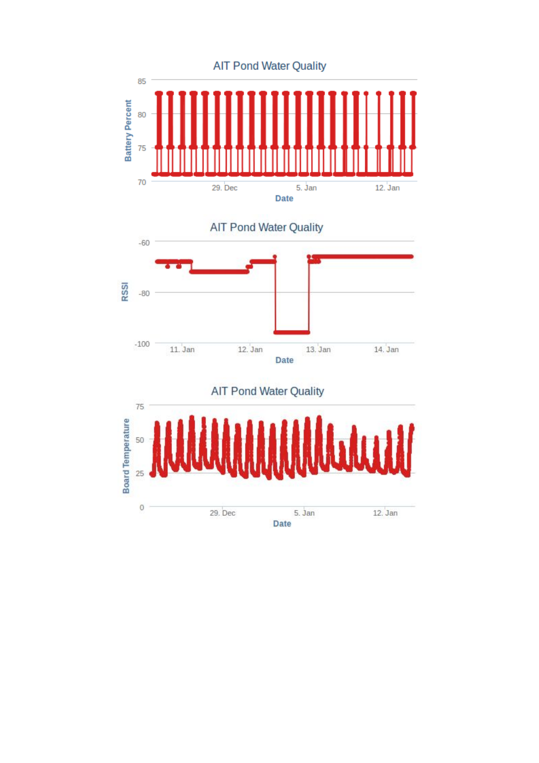AIT Pond Water Quality

Battery Percent: 85, 80, 75, 70

Date: 29. Dec, 5. Jan, 12. Jan

AIT Pond Water Quality

RSSI: -60, -80, -100

Date: 11. Jan, 12. Jan, 13. Jan, 14. Jan

AIT Pond Water Quality

Board Temperature: 75, 50, 25, 0

Date: 29. Dec, 5. Jan, 12. Jan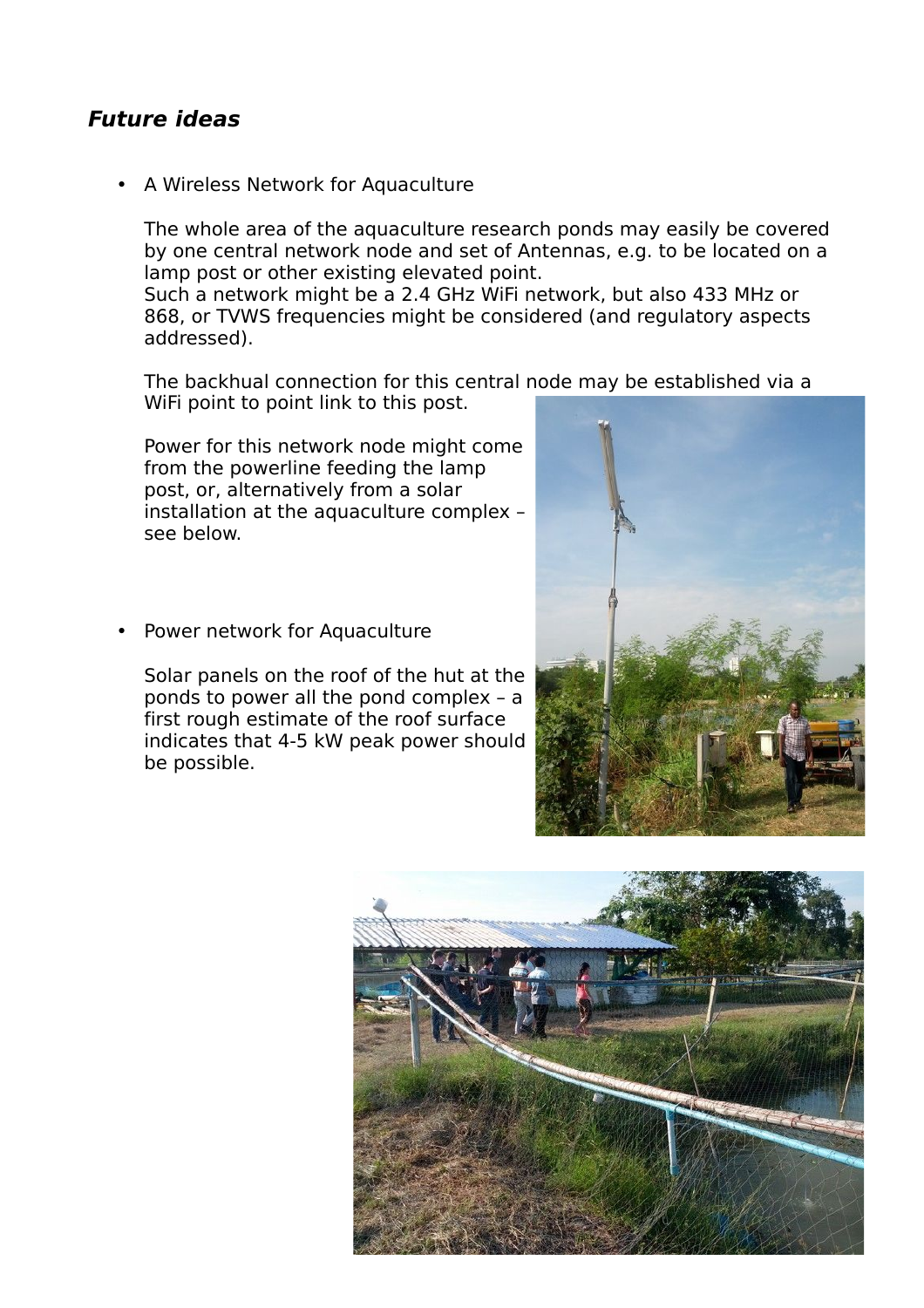### *Future ideas*

- A Wireless Network for Aquaculture

  The whole area of the aquaculture research ponds may easily be covered by one central network node and set of Antennas, e.g. to be located on a lamp post or other existing elevated point.
  Such a network might be a 2.4 GHz WiFi network, but also 433 MHz or 868, or TVWS frequencies might be considered (and regulatory aspects addressed).

  The backhual connection for this central node may be established via a WiFi point to point link to this post.

  Power for this network node might come from the powerline feeding the lamp post, or, alternatively from a solar installation at the aquaculture complex – see below.

- Power network for Aquaculture

  Solar panels on the roof of the hut at the ponds to power all the pond complex – a first rough estimate of the roof surface indicates that 4-5 kW peak power should be possible.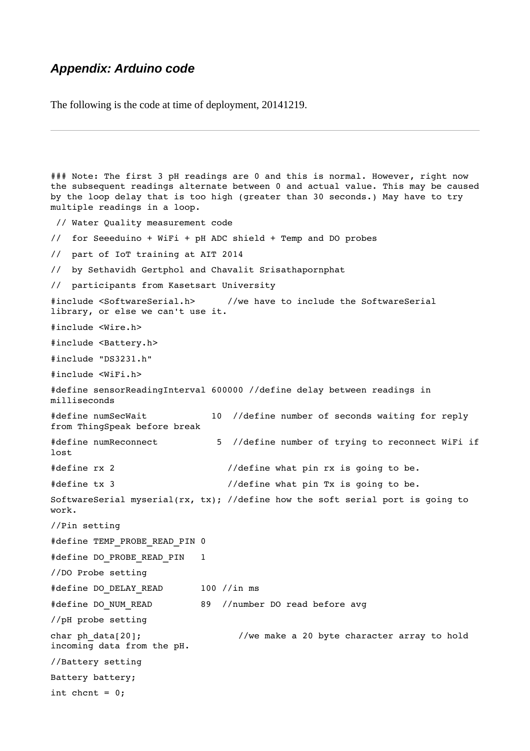### *Appendix: Arduino code*

The following is the code at time of deployment, 20141219.

---

```
### Note: The first 3 pH readings are 0 and this is normal. However, right now the subsequent readings alternate between 0 and actual value. This may be caused by the loop delay that is too high (greater than 30 seconds.) May have to try multiple readings in a loop.

 // Water Quality measurement code

//  for Seeeduino + WiFi + pH ADC shield + Temp and DO probes

//  part of IoT training at AIT 2014

//  by Sethavidh Gertphol and Chavalit Srisathapornphat

//  participants from Kasetsart University

#include <SoftwareSerial.h>      //we have to include the SoftwareSerial library, or else we can't use it.

#include <Wire.h>

#include <Battery.h>

#include "DS3231.h"

#include <WiFi.h>

#define sensorReadingInterval 600000 //define delay between readings in milliseconds

#define numSecWait           10  //define number of seconds waiting for reply from ThingSpeak before break

#define numReconnect          5  //define number of trying to reconnect WiFi if lost

#define rx 2                     //define what pin rx is going to be.

#define tx 3                     //define what pin Tx is going to be.

SoftwareSerial myserial(rx, tx); //define how the soft serial port is going to work.

//Pin setting

#define TEMP_PROBE_READ_PIN 0

#define DO_PROBE_READ_PIN   1

//DO Probe setting

#define DO_DELAY_READ       100 //in ms

#define DO_NUM_READ         89  //number DO read before avg

//pH probe setting

char ph_data[20];                  //we make a 20 byte character array to hold incoming data from the pH.

//Battery setting

Battery battery;

int chcnt = 0;
```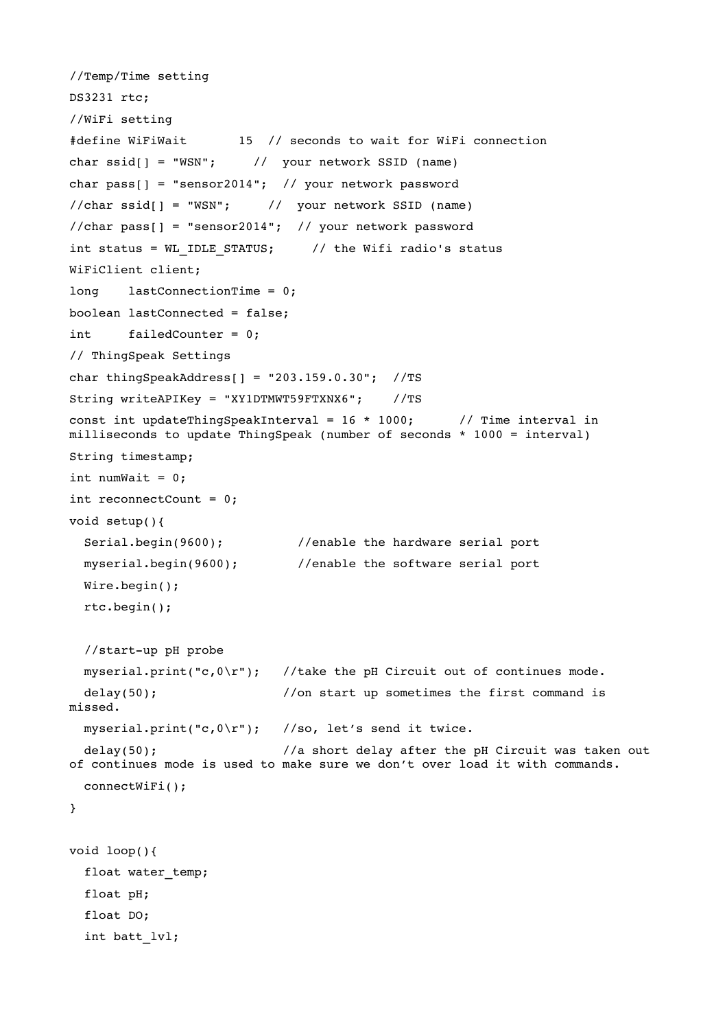```
//Temp/Time setting
DS3231 rtc;
//WiFi setting
#define WiFiWait       15  // seconds to wait for WiFi connection
char ssid[] = "WSN";     //  your network SSID (name)
char pass[] = "sensor2014";  // your network password
//char ssid[] = "WSN";     //  your network SSID (name)
//char pass[] = "sensor2014";  // your network password
int status = WL_IDLE_STATUS;     // the Wifi radio's status
WiFiClient client;
long    lastConnectionTime = 0;
boolean lastConnected = false;
int     failedCounter = 0;
// ThingSpeak Settings
char thingSpeakAddress[] = "203.159.0.30";  //TS
String writeAPIKey = "XY1DTMWT59FTXNX6";    //TS
const int updateThingSpeakInterval = 16 * 1000;      // Time interval in
milliseconds to update ThingSpeak (number of seconds * 1000 = interval)
String timestamp;
int numWait = 0;
int reconnectCount = 0;
void setup(){
  Serial.begin(9600);          //enable the hardware serial port
  myserial.begin(9600);        //enable the software serial port
  Wire.begin();
  rtc.begin();

  //start-up pH probe
  myserial.print("c,0\r");   //take the pH Circuit out of continues mode.
  delay(50);                 //on start up sometimes the first command is
missed.
  myserial.print("c,0\r");   //so, let’s send it twice.
  delay(50);                 //a short delay after the pH Circuit was taken out
of continues mode is used to make sure we don’t over load it with commands.
  connectWiFi();
}

void loop(){
  float water_temp;
  float pH;
  float DO;
  int batt_lvl;
```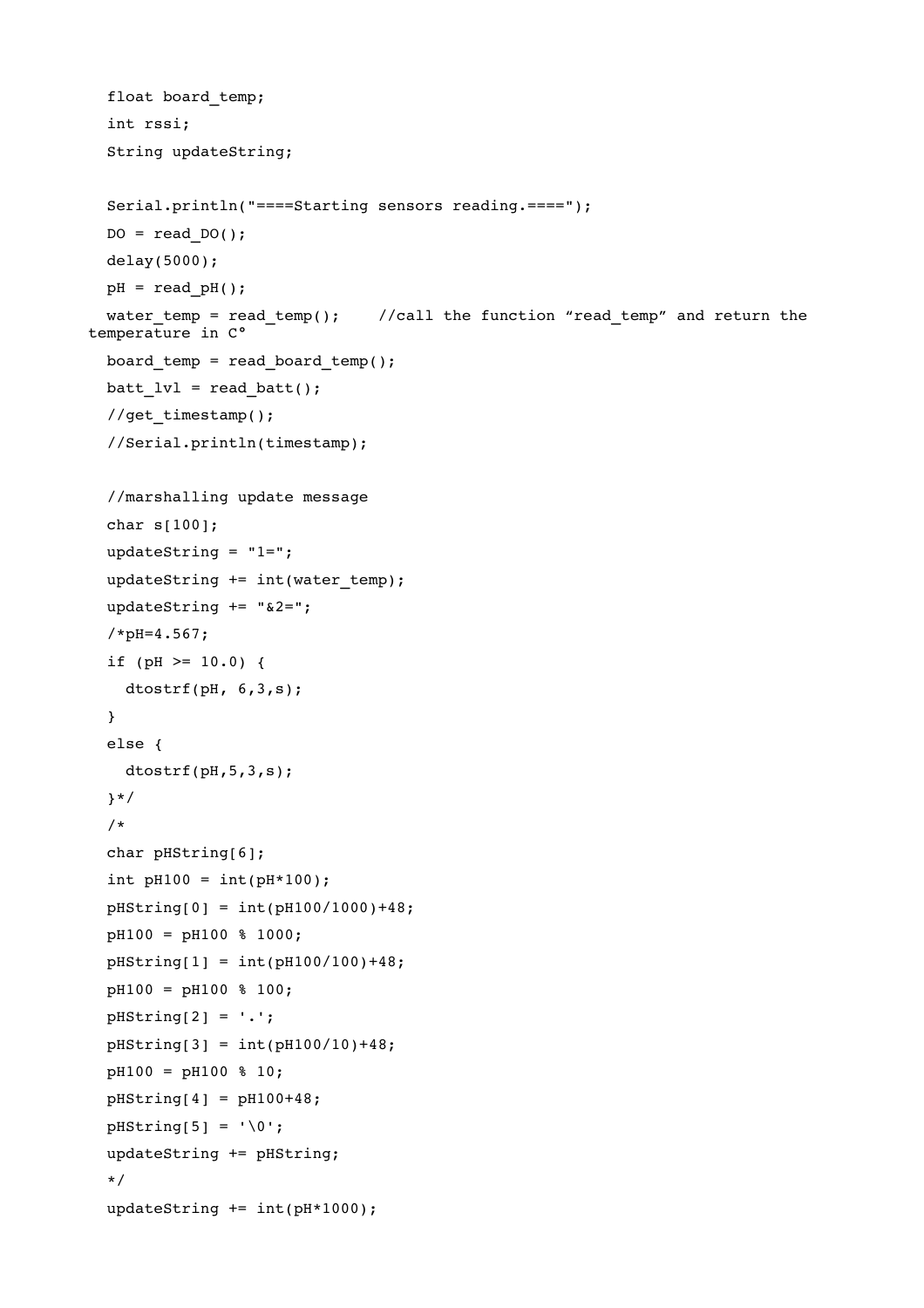```
  float board_temp;
  int rssi;
  String updateString;

  Serial.println("====Starting sensors reading.====");
  DO = read_DO();
  delay(5000);
  pH = read_pH();
  water_temp = read_temp();    //call the function “read_temp” and return the
temperature in C°
  board_temp = read_board_temp();
  batt_lvl = read_batt();
  //get_timestamp();
  //Serial.println(timestamp);

  //marshalling update message
  char s[100];
  updateString = "1=";
  updateString += int(water_temp);
  updateString += "&2=";
  /*pH=4.567;
  if (pH >= 10.0) {
    dtostrf(pH, 6,3,s);
  }
  else {
    dtostrf(pH,5,3,s);
  }*/
  /*
  char pHString[6];
  int pH100 = int(pH*100);
  pHString[0] = int(pH100/1000)+48;
  pH100 = pH100 % 1000;
  pHString[1] = int(pH100/100)+48;
  pH100 = pH100 % 100;
  pHString[2] = '.';
  pHString[3] = int(pH100/10)+48;
  pH100 = pH100 % 10;
  pHString[4] = pH100+48;
  pHString[5] = '\0';
  updateString += pHString;
  */
  updateString += int(pH*1000);
```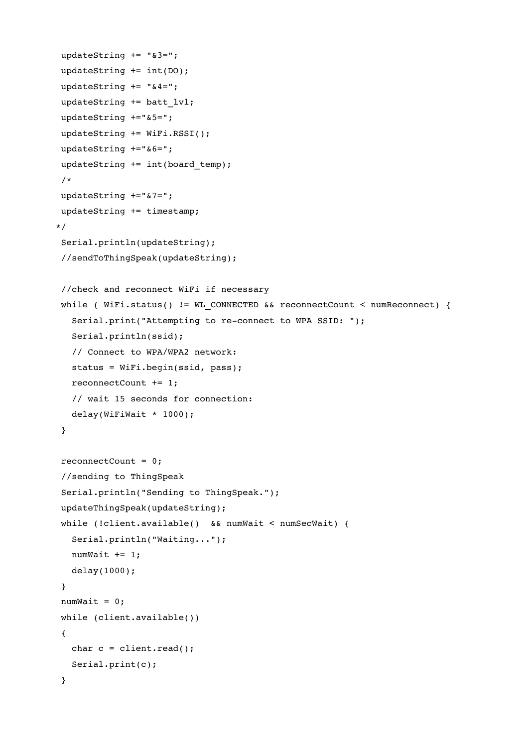```
  updateString += "&3=";
  updateString += int(DO);
  updateString += "&4=";
  updateString += batt_lvl;
  updateString +="&5=";
  updateString += WiFi.RSSI();
  updateString +="&6=";
  updateString += int(board_temp);
  /*
  updateString +="&7=";
  updateString += timestamp;
 */
  Serial.println(updateString);
  //sendToThingSpeak(updateString);

  //check and reconnect WiFi if necessary
  while ( WiFi.status() != WL_CONNECTED && reconnectCount < numReconnect) {
    Serial.print("Attempting to re-connect to WPA SSID: ");
    Serial.println(ssid);
    // Connect to WPA/WPA2 network:
    status = WiFi.begin(ssid, pass);
    reconnectCount += 1;
    // wait 15 seconds for connection:
    delay(WiFiWait * 1000);
  }

  reconnectCount = 0;
  //sending to ThingSpeak
  Serial.println("Sending to ThingSpeak.");
  updateThingSpeak(updateString);
  while (!client.available()  && numWait < numSecWait) {
    Serial.println("Waiting...");
    numWait += 1;
    delay(1000);
  }
  numWait = 0;
  while (client.available())
  {
    char c = client.read();
    Serial.print(c);
  }
```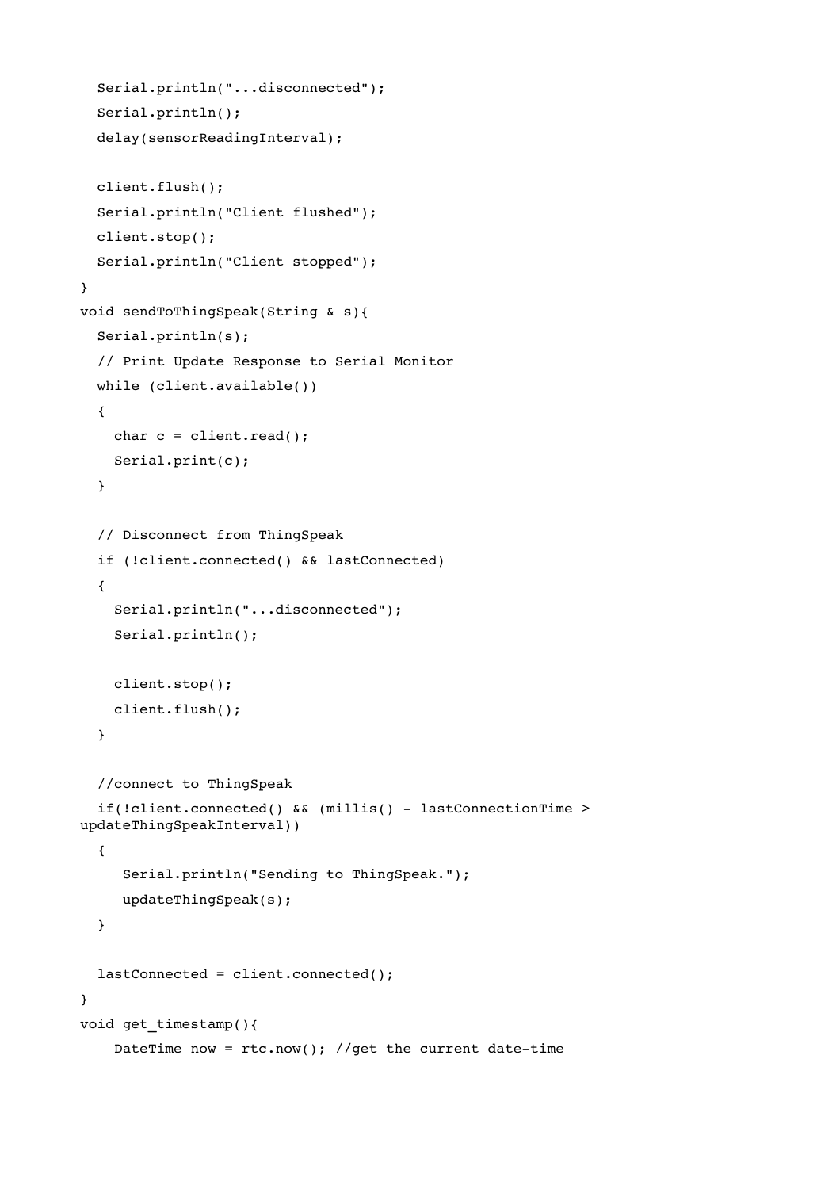```
  Serial.println("...disconnected");
  Serial.println();
  delay(sensorReadingInterval);

  client.flush();
  Serial.println("Client flushed");
  client.stop();
  Serial.println("Client stopped");
}
void sendToThingSpeak(String & s){
  Serial.println(s);
  // Print Update Response to Serial Monitor
  while (client.available())
  {
    char c = client.read();
    Serial.print(c);
  }

  // Disconnect from ThingSpeak
  if (!client.connected() && lastConnected)
  {
    Serial.println("...disconnected");
    Serial.println();

    client.stop();
    client.flush();
  }

  //connect to ThingSpeak
  if(!client.connected() && (millis() - lastConnectionTime >
updateThingSpeakInterval))
  {
     Serial.println("Sending to ThingSpeak.");
     updateThingSpeak(s);
  }

  lastConnected = client.connected();
}
void get_timestamp(){
    DateTime now = rtc.now(); //get the current date-time
```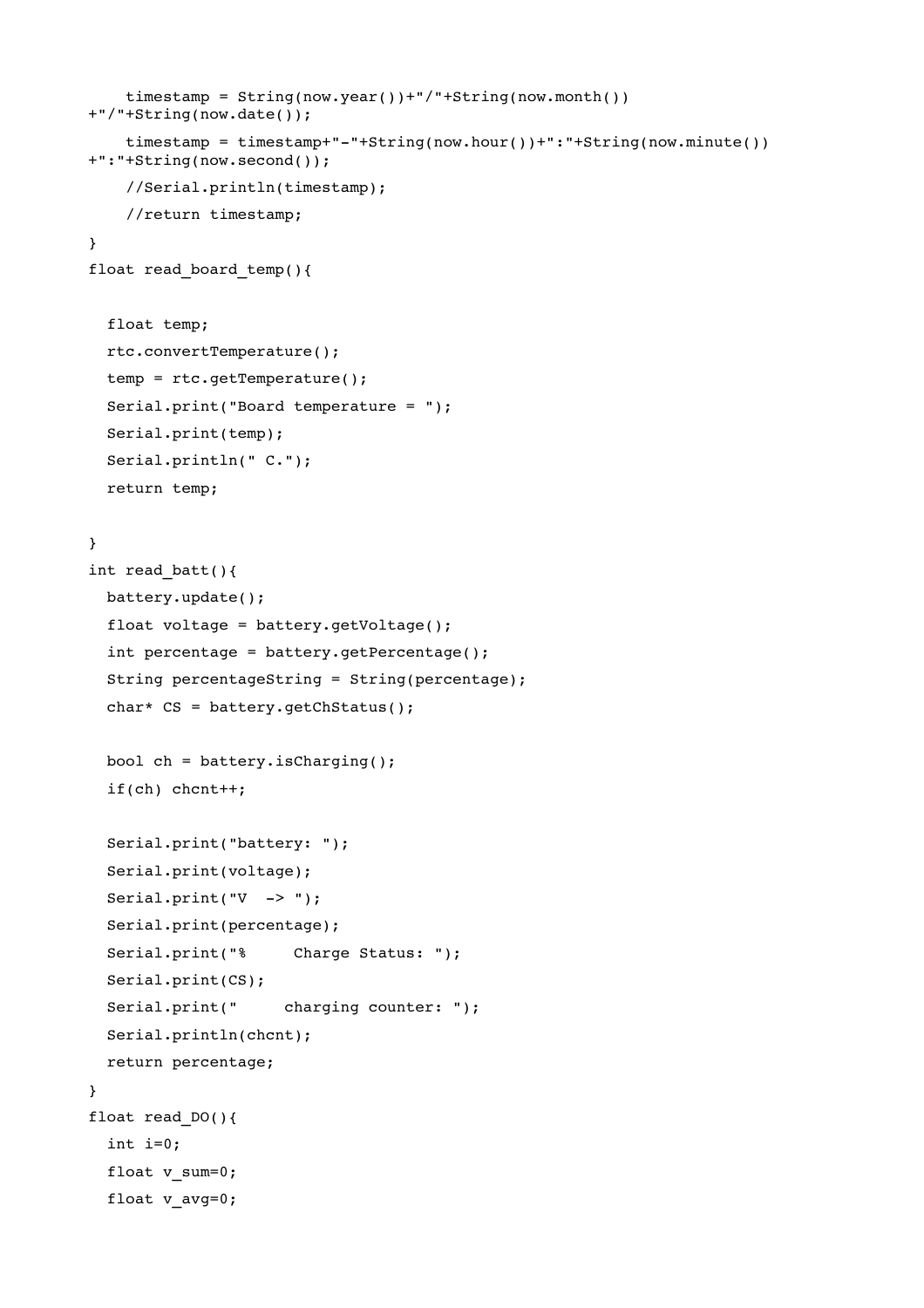```
    timestamp = String(now.year())+"/"+String(now.month())
+"/"+String(now.date());
    timestamp = timestamp+"-"+String(now.hour())+":"+String(now.minute())
+":"+String(now.second());
    //Serial.println(timestamp);
    //return timestamp;
}
float read_board_temp(){

  float temp;
  rtc.convertTemperature();
  temp = rtc.getTemperature();
  Serial.print("Board temperature = ");
  Serial.print(temp);
  Serial.println(" C.");
  return temp;

}
int read_batt(){
  battery.update();
  float voltage = battery.getVoltage();
  int percentage = battery.getPercentage();
  String percentageString = String(percentage);
  char* CS = battery.getChStatus();

  bool ch = battery.isCharging();
  if(ch) chcnt++;

  Serial.print("battery: ");
  Serial.print(voltage);
  Serial.print("V  -> ");
  Serial.print(percentage);
  Serial.print("%     Charge Status: ");
  Serial.print(CS);
  Serial.print("     charging counter: ");
  Serial.println(chcnt);
  return percentage;
}
float read_DO(){
  int i=0;
  float v_sum=0;
  float v_avg=0;
```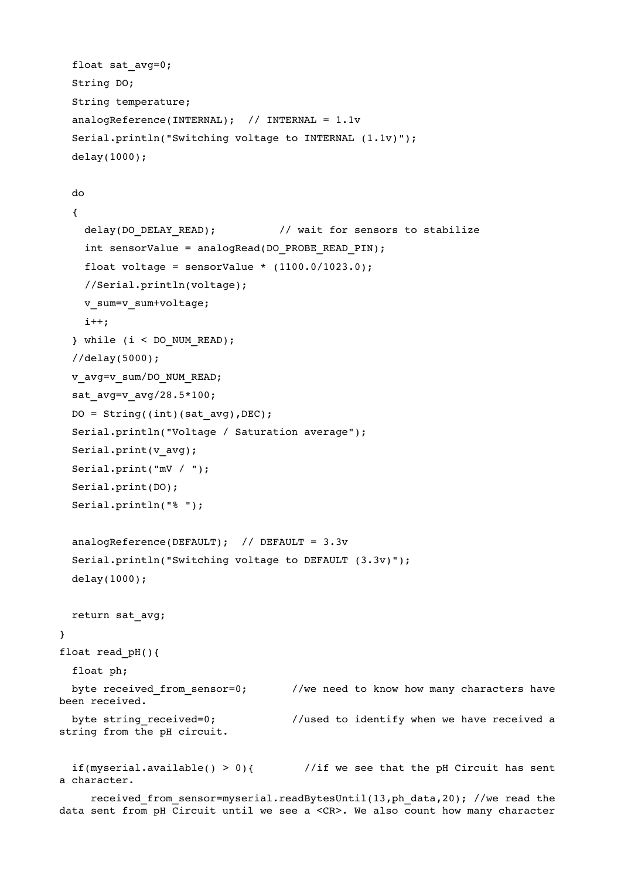```
  float sat_avg=0;
  String DO;
  String temperature;
  analogReference(INTERNAL);  // INTERNAL = 1.1v
  Serial.println("Switching voltage to INTERNAL (1.1v)");
  delay(1000);

  do
  {
    delay(DO_DELAY_READ);          // wait for sensors to stabilize
    int sensorValue = analogRead(DO_PROBE_READ_PIN);
    float voltage = sensorValue * (1100.0/1023.0);
    //Serial.println(voltage);
    v_sum=v_sum+voltage;
    i++;
  } while (i < DO_NUM_READ);
  //delay(5000);
  v_avg=v_sum/DO_NUM_READ;
  sat_avg=v_avg/28.5*100;
  DO = String((int)(sat_avg),DEC);
  Serial.println("Voltage / Saturation average");
  Serial.print(v_avg);
  Serial.print("mV / ");
  Serial.print(DO);
  Serial.println("% ");

  analogReference(DEFAULT);  // DEFAULT = 3.3v
  Serial.println("Switching voltage to DEFAULT (3.3v)");
  delay(1000);

  return sat_avg;
}
float read_pH(){
  float ph;
  byte received_from_sensor=0;       //we need to know how many characters have been received.
  byte string_received=0;            //used to identify when we have received a string from the pH circuit.


  if(myserial.available() > 0){        //if we see that the pH Circuit has sent a character.
     received_from_sensor=myserial.readBytesUntil(13,ph_data,20); //we read the data sent from pH Circuit until we see a <CR>. We also count how many character
```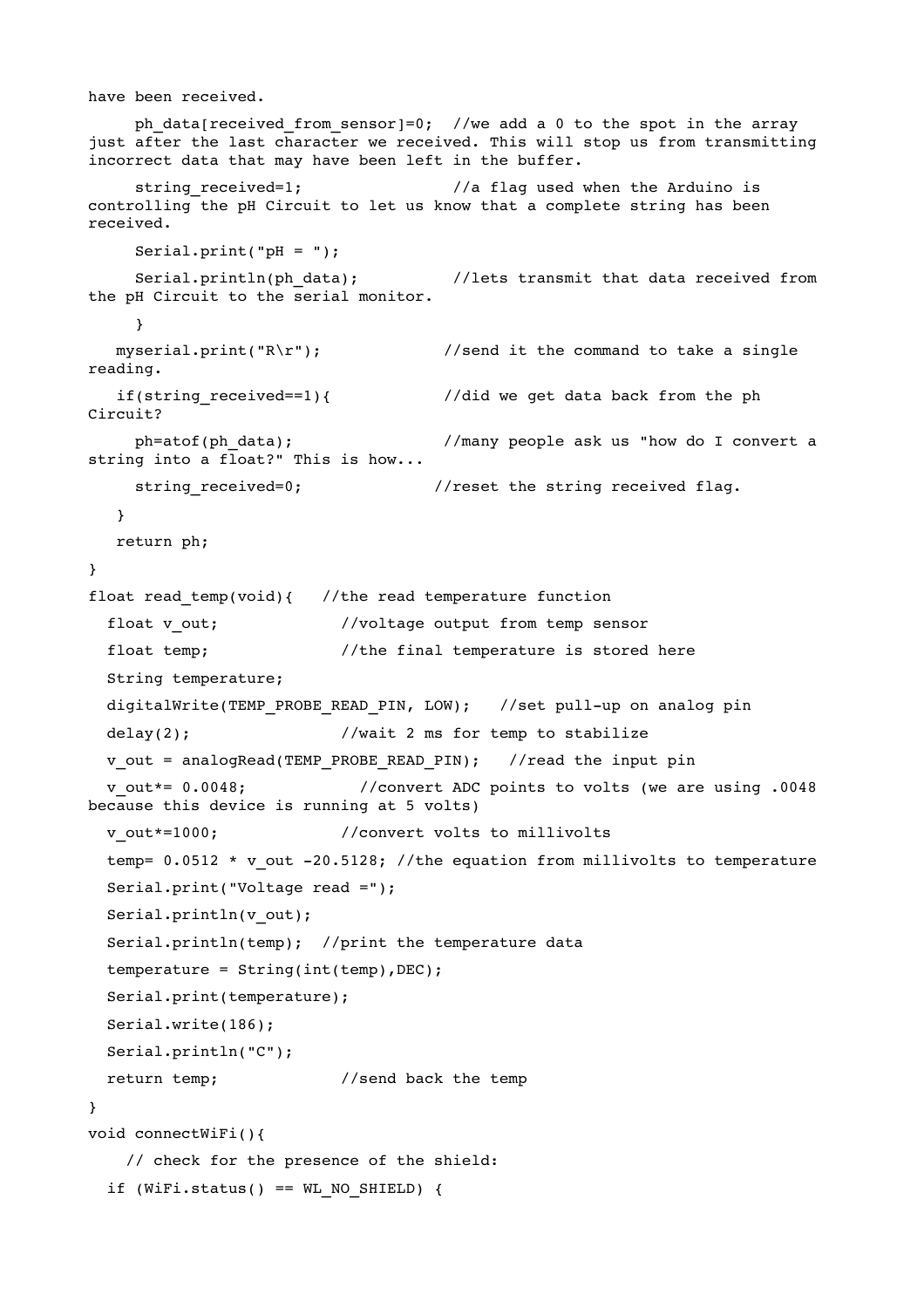have been received.

```
     ph_data[received_from_sensor]=0;  //we add a 0 to the spot in the array just after the last character we received. This will stop us from transmitting incorrect data that may have been left in the buffer.
     string_received=1;                //a flag used when the Arduino is controlling the pH Circuit to let us know that a complete string has been received.
     Serial.print("pH = ");
     Serial.println(ph_data);          //lets transmit that data received from the pH Circuit to the serial monitor.
     }
   myserial.print("R\r");             //send it the command to take a single reading.
   if(string_received==1){            //did we get data back from the ph Circuit?
     ph=atof(ph_data);                //many people ask us "how do I convert a string into a float?" This is how...
     string_received=0;              //reset the string received flag.
   }
   return ph;
}
float read_temp(void){   //the read temperature function
  float v_out;             //voltage output from temp sensor
  float temp;              //the final temperature is stored here
  String temperature;
  digitalWrite(TEMP_PROBE_READ_PIN, LOW);   //set pull-up on analog pin
  delay(2);                //wait 2 ms for temp to stabilize
  v_out = analogRead(TEMP_PROBE_READ_PIN);   //read the input pin
  v_out*= 0.0048;            //convert ADC points to volts (we are using .0048 because this device is running at 5 volts)
  v_out*=1000;             //convert volts to millivolts
  temp= 0.0512 * v_out -20.5128; //the equation from millivolts to temperature
  Serial.print("Voltage read =");
  Serial.println(v_out);
  Serial.println(temp);  //print the temperature data
  temperature = String(int(temp),DEC);
  Serial.print(temperature);
  Serial.write(186);
  Serial.println("C");
  return temp;             //send back the temp
}
void connectWiFi(){
    // check for the presence of the shield:
  if (WiFi.status() == WL_NO_SHIELD) {
```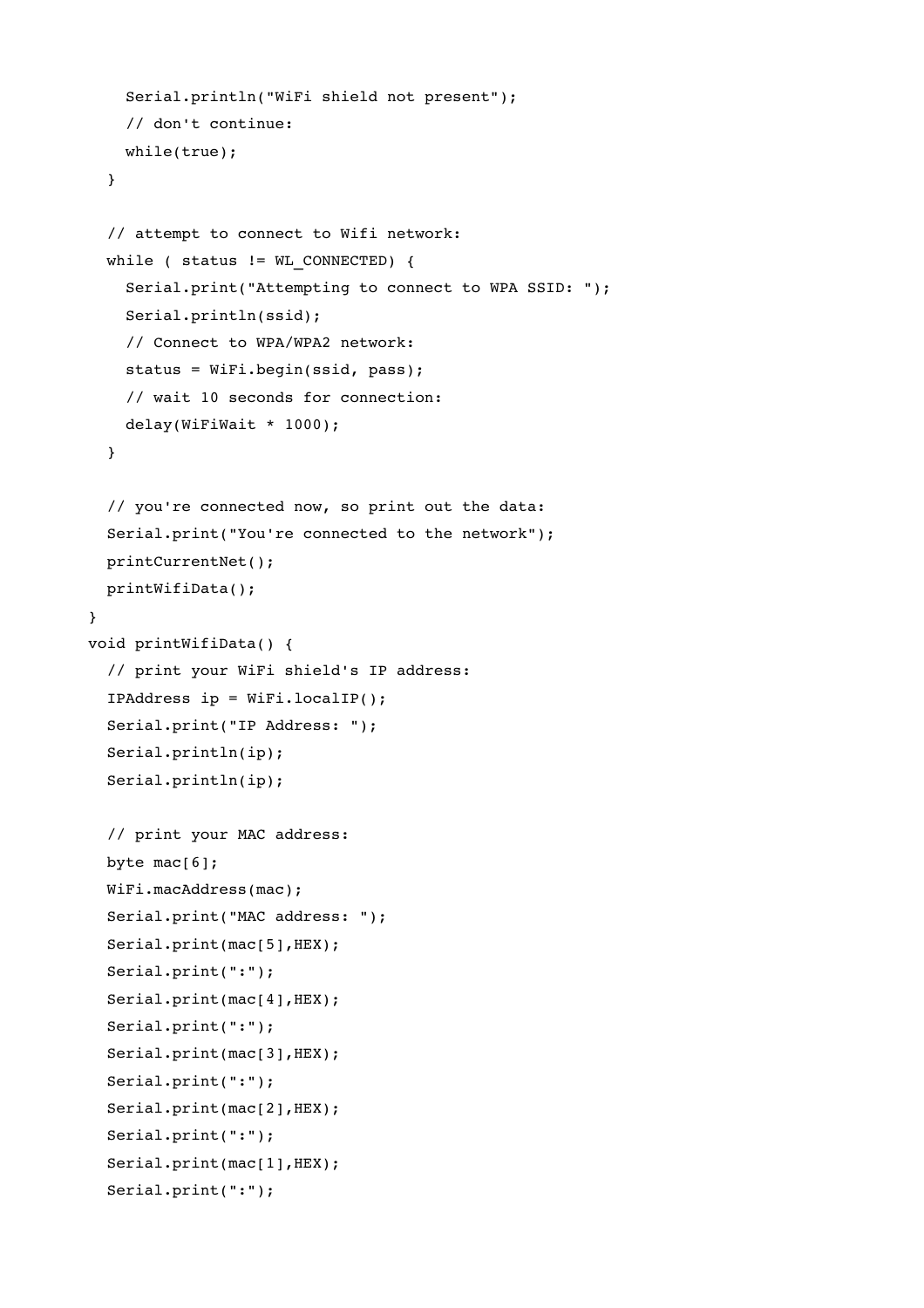```
    Serial.println("WiFi shield not present");
    // don't continue:
    while(true);
  }

  // attempt to connect to Wifi network:
  while ( status != WL_CONNECTED) {
    Serial.print("Attempting to connect to WPA SSID: ");
    Serial.println(ssid);
    // Connect to WPA/WPA2 network:
    status = WiFi.begin(ssid, pass);
    // wait 10 seconds for connection:
    delay(WiFiWait * 1000);
  }

  // you're connected now, so print out the data:
  Serial.print("You're connected to the network");
  printCurrentNet();
  printWifiData();
}
void printWifiData() {
  // print your WiFi shield's IP address:
  IPAddress ip = WiFi.localIP();
  Serial.print("IP Address: ");
  Serial.println(ip);
  Serial.println(ip);

  // print your MAC address:
  byte mac[6];
  WiFi.macAddress(mac);
  Serial.print("MAC address: ");
  Serial.print(mac[5],HEX);
  Serial.print(":");
  Serial.print(mac[4],HEX);
  Serial.print(":");
  Serial.print(mac[3],HEX);
  Serial.print(":");
  Serial.print(mac[2],HEX);
  Serial.print(":");
  Serial.print(mac[1],HEX);
  Serial.print(":");
```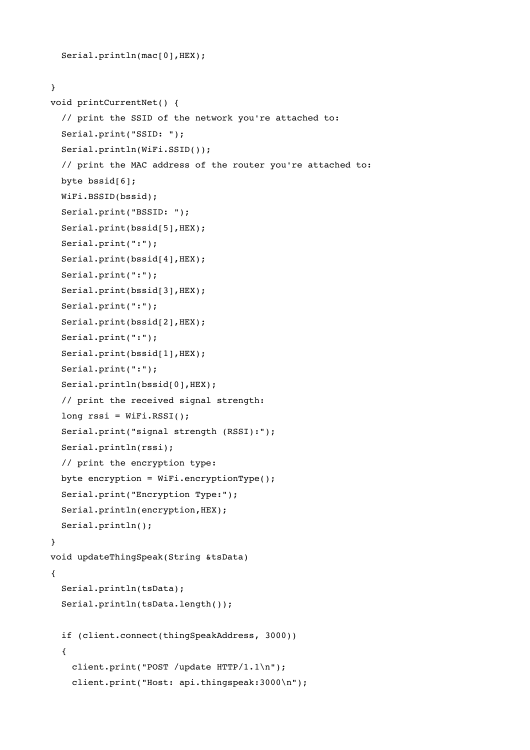```
  Serial.println(mac[0],HEX);

}
void printCurrentNet() {
  // print the SSID of the network you're attached to:
  Serial.print("SSID: ");
  Serial.println(WiFi.SSID());
  // print the MAC address of the router you're attached to:
  byte bssid[6];
  WiFi.BSSID(bssid);
  Serial.print("BSSID: ");
  Serial.print(bssid[5],HEX);
  Serial.print(":");
  Serial.print(bssid[4],HEX);
  Serial.print(":");
  Serial.print(bssid[3],HEX);
  Serial.print(":");
  Serial.print(bssid[2],HEX);
  Serial.print(":");
  Serial.print(bssid[1],HEX);
  Serial.print(":");
  Serial.println(bssid[0],HEX);
  // print the received signal strength:
  long rssi = WiFi.RSSI();
  Serial.print("signal strength (RSSI):");
  Serial.println(rssi);
  // print the encryption type:
  byte encryption = WiFi.encryptionType();
  Serial.print("Encryption Type:");
  Serial.println(encryption,HEX);
  Serial.println();
}
void updateThingSpeak(String &tsData)
{
  Serial.println(tsData);
  Serial.println(tsData.length());

  if (client.connect(thingSpeakAddress, 3000))
  {
    client.print("POST /update HTTP/1.1\n");
    client.print("Host: api.thingspeak:3000\n");
```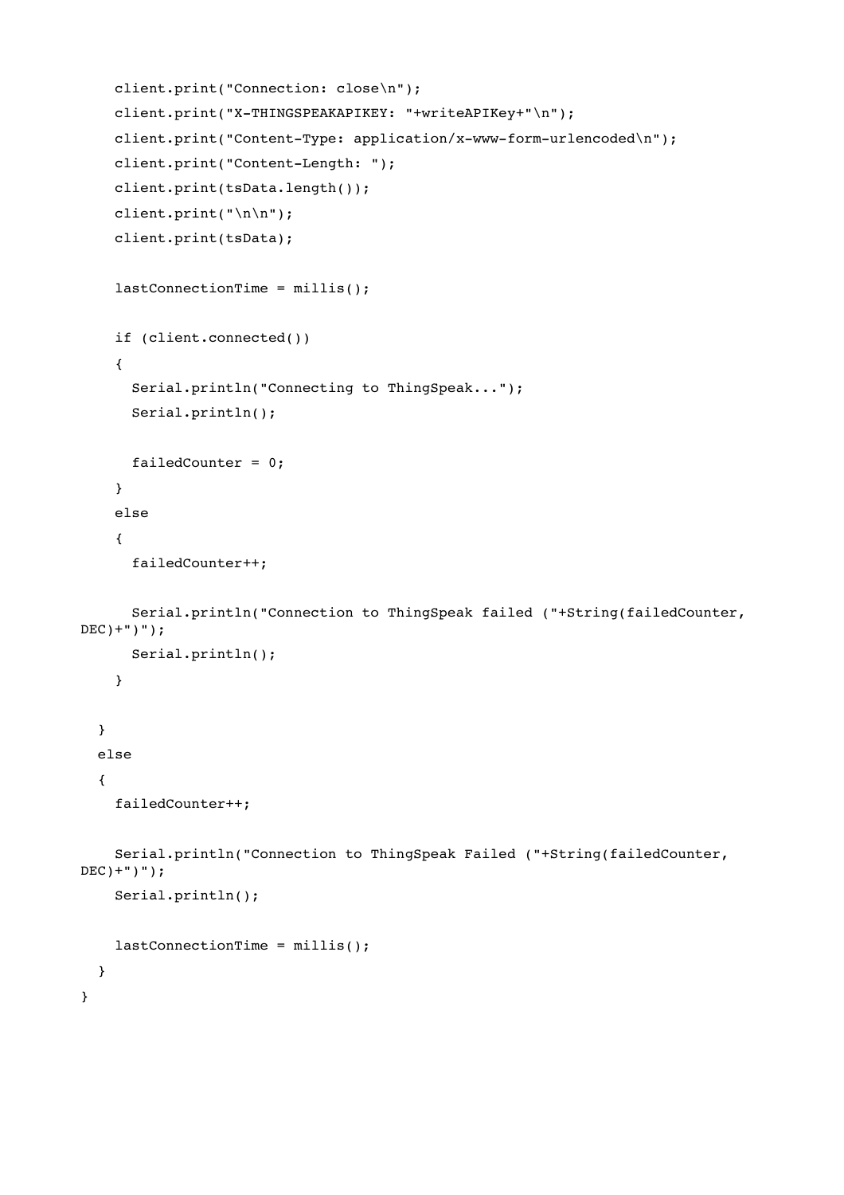```
    client.print("Connection: close\n");
    client.print("X-THINGSPEAKAPIKEY: "+writeAPIKey+"\n");
    client.print("Content-Type: application/x-www-form-urlencoded\n");
    client.print("Content-Length: ");
    client.print(tsData.length());
    client.print("\n\n");
    client.print(tsData);

    lastConnectionTime = millis();

    if (client.connected())
    {
      Serial.println("Connecting to ThingSpeak...");
      Serial.println();

      failedCounter = 0;
    }
    else
    {
      failedCounter++;

      Serial.println("Connection to ThingSpeak failed ("+String(failedCounter, 
DEC)+")");
      Serial.println();
    }

  }
  else
  {
    failedCounter++;

    Serial.println("Connection to ThingSpeak Failed ("+String(failedCounter, 
DEC)+")");
    Serial.println();

    lastConnectionTime = millis();
  }
}
```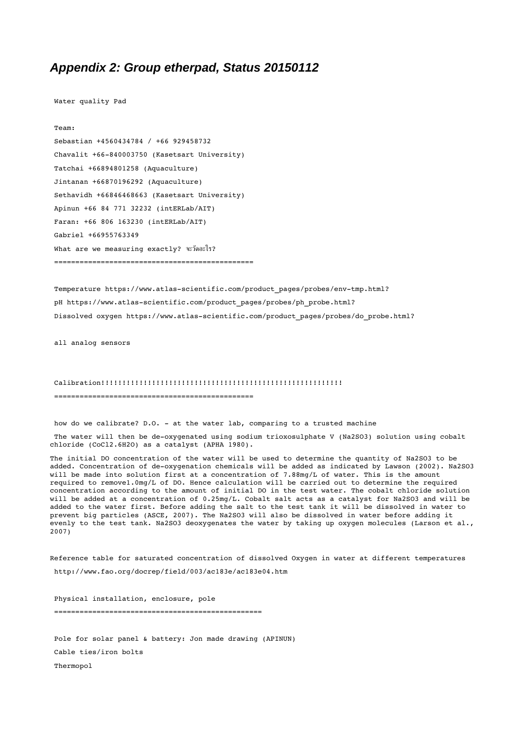## *Appendix 2: Group etherpad, Status 20150112*

Water quality Pad

Team:

Sebastian +4560434784 / +66 929458732

Chavalit +66-840003750 (Kasetsart University)

Tatchai +66894801258 (Aquaculture)

Jintanan +66870196292 (Aquaculture)

Sethavidh +66846468663 (Kasetsart University)

Apinun +66 84 771 32232 (intERLab/AIT)

Faran: +66 806 163230 (intERLab/AIT)

Gabriel +66955763349

What are we measuring exactly? จะวัดอะไร?

==============================================

Temperature https://www.atlas-scientific.com/product_pages/probes/env-tmp.html?

pH https://www.atlas-scientific.com/product_pages/probes/ph_probe.html?

Dissolved oxygen https://www.atlas-scientific.com/product_pages/probes/do_probe.html?

all analog sensors

Calibration!!!!!!!!!!!!!!!!!!!!!!!!!!!!!!!!!!!!!!!!!!!!!!!!!!!!!!!!

==============================================

how do we calibrate? D.O. - at the water lab, comparing to a trusted machine

The water will then be de-oxygenated using sodium trioxosulphate V ($Na_2SO_3$) solution using cobalt chloride ($CoCl_2.6H_2O$) as a catalyst (APHA 1980).

The initial DO concentration of the water will be used to determine the quantity of $Na_2SO_3$ to be added. Concentration of de-oxygenation chemicals will be added as indicated by Lawson (2002). $Na_2SO_3$ will be made into solution first at a concentration of 7.88mg/L of water. This is the amount required to remove1.0mg/L of DO. Hence calculation will be carried out to determine the required concentration according to the amount of initial DO in the test water. The cobalt chloride solution will be added at a concentration of 0.25mg/L. Cobalt salt acts as a catalyst for $Na_2SO_3$ and will be added to the water first. Before adding the salt to the test tank it will be dissolved in water to prevent big particles (ASCE, 2007). The $Na_2SO_3$ will also be dissolved in water before adding it evenly to the test tank. $Na_2SO_3$ deoxygenates the water by taking up oxygen molecules (Larson et al., 2007)

Reference table for saturated concentration of dissolved Oxygen in water at different temperatures

http://www.fao.org/docrep/field/003/ac183e/ac183e04.htm

Physical installation, enclosure, pole

================================================

Pole for solar panel & battery: Jon made drawing (APINUN)

Cable ties/iron bolts

Thermopol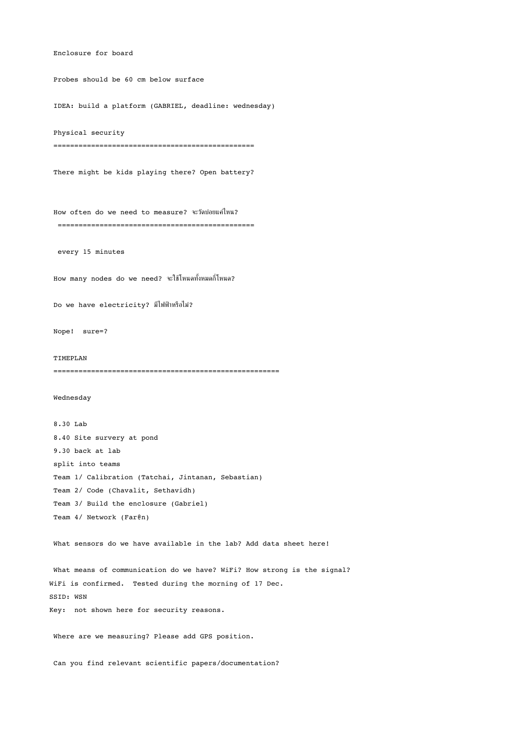Enclosure for board

Probes should be 60 cm below surface

IDEA: build a platform (GABRIEL, deadline: wednesday)

## Physical security

There might be kids playing there? Open battery?

## How often do we need to measure? จะวัดบ่อยแค่ไหน?

every 15 minutes

How many nodes do we need? จะใช้โหนดทั้งหมดกี่โหนด?

Do we have electricity? มีไฟฟ้าหรือไม่?

Nope! sure=?

## TIMEPLAN

Wednesday

8.30 Lab
8.40 Site survery at pond
9.30 back at lab
split into teams
Team 1/ Calibration (Tatchai, Jintanan, Sebastian)
Team 2/ Code (Chavalit, Sethavidh)
Team 3/ Build the enclosure (Gabriel)
Team 4/ Network (Far@n)

What sensors do we have available in the lab? Add data sheet here!

What means of communication do we have? WiFi? How strong is the signal?
WiFi is confirmed. Tested during the morning of 17 Dec.
SSID: WSN
Key: not shown here for security reasons.

Where are we measuring? Please add GPS position.

Can you find relevant scientific papers/documentation?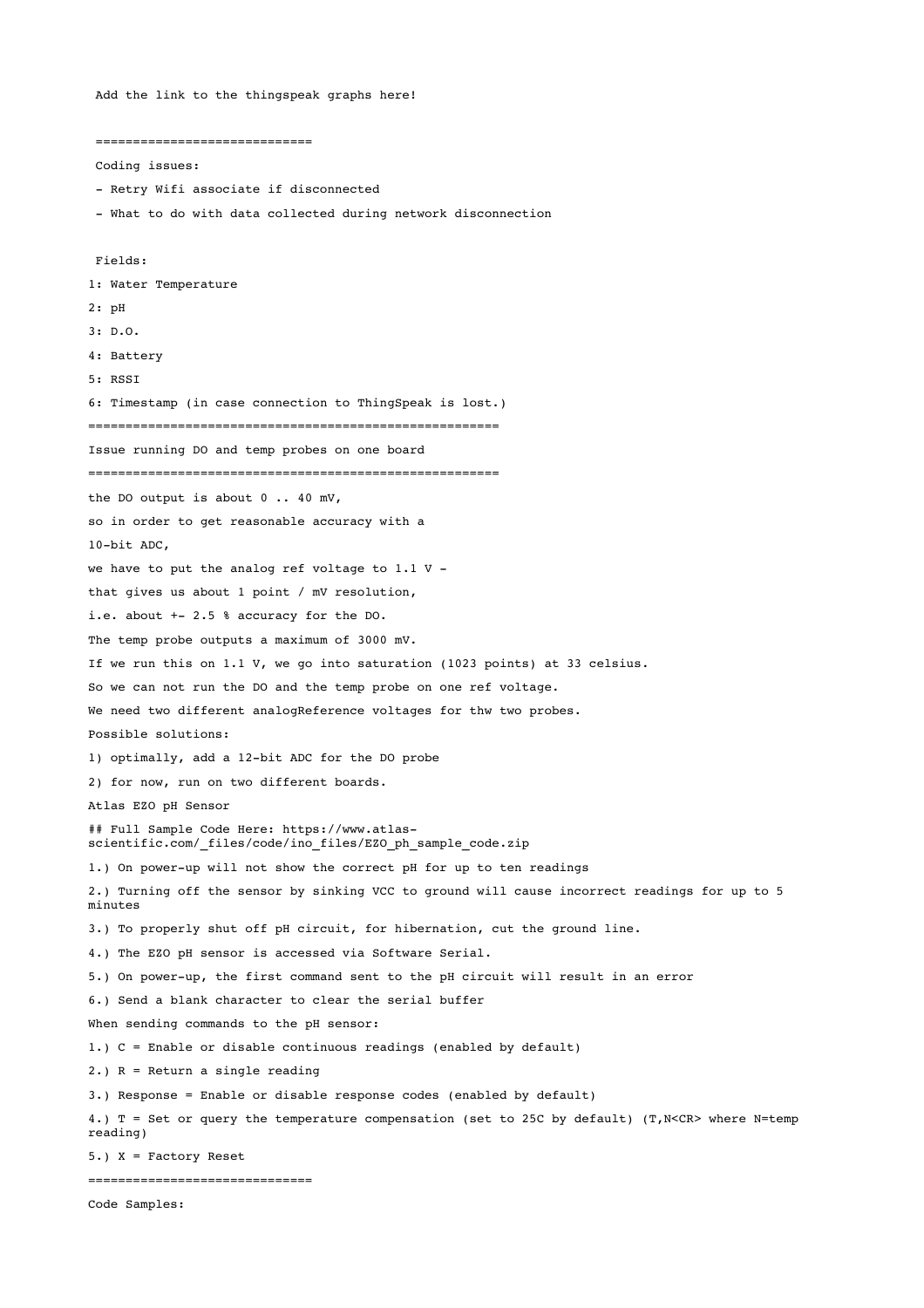Add the link to the thingspeak graphs here!

============================

Coding issues:

- Retry Wifi associate if disconnected
- What to do with data collected during network disconnection

Fields:

1: Water Temperature

2: pH

3: D.O.

4: Battery

5: RSSI

6: Timestamp (in case connection to ThingSpeak is lost.)

======================================================

Issue running DO and temp probes on one board

======================================================

the DO output is about 0 .. 40 mV,

so in order to get reasonable accuracy with a

10-bit ADC,

we have to put the analog ref voltage to 1.1 V -

that gives us about 1 point / mV resolution,

i.e. about +- 2.5 % accuracy for the DO.

The temp probe outputs a maximum of 3000 mV.

If we run this on 1.1 V, we go into saturation (1023 points) at 33 celsius.

So we can not run the DO and the temp probe on one ref voltage.

We need two different analogReference voltages for thw two probes.

Possible solutions:

1) optimally, add a 12-bit ADC for the DO probe

2) for now, run on two different boards.

Atlas EZO pH Sensor

## Full Sample Code Here: https://www.atlas-scientific.com/_files/code/ino_files/EZO_ph_sample_code.zip

1.) On power-up will not show the correct pH for up to ten readings

2.) Turning off the sensor by sinking VCC to ground will cause incorrect readings for up to 5 minutes

3.) To properly shut off pH circuit, for hibernation, cut the ground line.

4.) The EZO pH sensor is accessed via Software Serial.

5.) On power-up, the first command sent to the pH circuit will result in an error

6.) Send a blank character to clear the serial buffer

When sending commands to the pH sensor:

1.) C = Enable or disable continuous readings (enabled by default)

2.) R = Return a single reading

3.) Response = Enable or disable response codes (enabled by default)

4.) T = Set or query the temperature compensation (set to 25C by default) (T,N<CR> where N=temp reading)

5.) X = Factory Reset

=============================

Code Samples: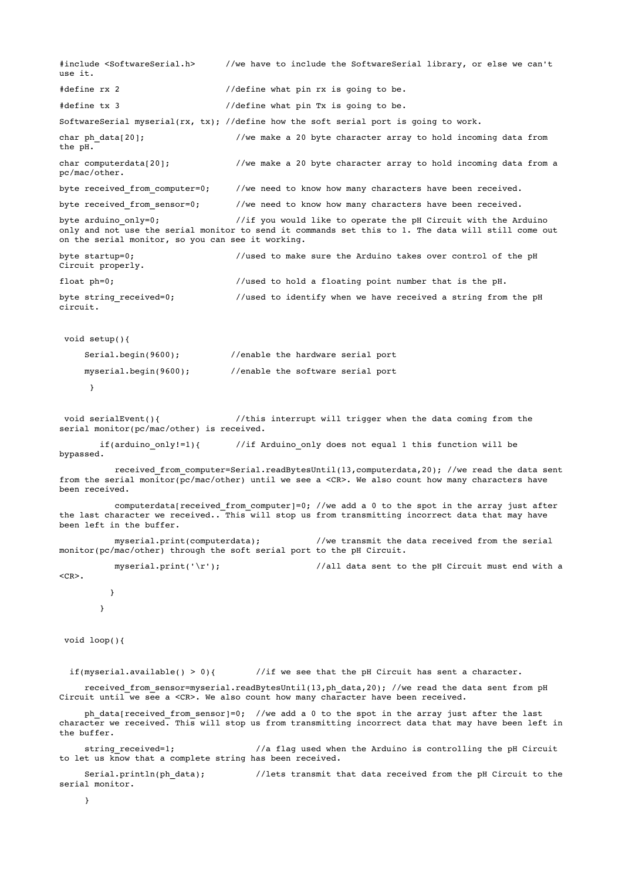```
#include <SoftwareSerial.h>      //we have to include the SoftwareSerial library, or else we can't use it.

#define rx 2                     //define what pin rx is going to be.

#define tx 3                     //define what pin Tx is going to be.

SoftwareSerial myserial(rx, tx); //define how the soft serial port is going to work.

char ph_data[20];                  //we make a 20 byte character array to hold incoming data from the pH.

char computerdata[20];             //we make a 20 byte character array to hold incoming data from a pc/mac/other.

byte received_from_computer=0;     //we need to know how many characters have been received.

byte received_from_sensor=0;       //we need to know how many characters have been received.

byte arduino_only=0;               //if you would like to operate the pH Circuit with the Arduino only and not use the serial monitor to send it commands set this to 1. The data will still come out on the serial monitor, so you can see it working.

byte startup=0;                    //used to make sure the Arduino takes over control of the pH Circuit properly.

float ph=0;                        //used to hold a floating point number that is the pH.

byte string_received=0;            //used to identify when we have received a string from the pH circuit.


 void setup(){

     Serial.begin(9600);          //enable the hardware serial port

     myserial.begin(9600);        //enable the software serial port

      }


 void serialEvent(){               //this interrupt will trigger when the data coming from the serial monitor(pc/mac/other) is received.

        if(arduino_only!=1){       //if Arduino_only does not equal 1 this function will be bypassed.

           received_from_computer=Serial.readBytesUntil(13,computerdata,20); //we read the data sent from the serial monitor(pc/mac/other) until we see a <CR>. We also count how many characters have been received.

           computerdata[received_from_computer]=0; //we add a 0 to the spot in the array just after the last character we received.. This will stop us from transmitting incorrect data that may have been left in the buffer.

           myserial.print(computerdata);           //we transmit the data received from the serial monitor(pc/mac/other) through the soft serial port to the pH Circuit.

           myserial.print('\r');                   //all data sent to the pH Circuit must end with a <CR>.

          }
        }


 void loop(){


  if(myserial.available() > 0){        //if we see that the pH Circuit has sent a character.

     received_from_sensor=myserial.readBytesUntil(13,ph_data,20); //we read the data sent from pH Circuit until we see a <CR>. We also count how many character have been received.

     ph_data[received_from_sensor]=0;  //we add a 0 to the spot in the array just after the last character we received. This will stop us from transmitting incorrect data that may have been left in the buffer.

     string_received=1;                //a flag used when the Arduino is controlling the pH Circuit to let us know that a complete string has been received.

     Serial.println(ph_data);          //lets transmit that data received from the pH Circuit to the serial monitor.

     }
```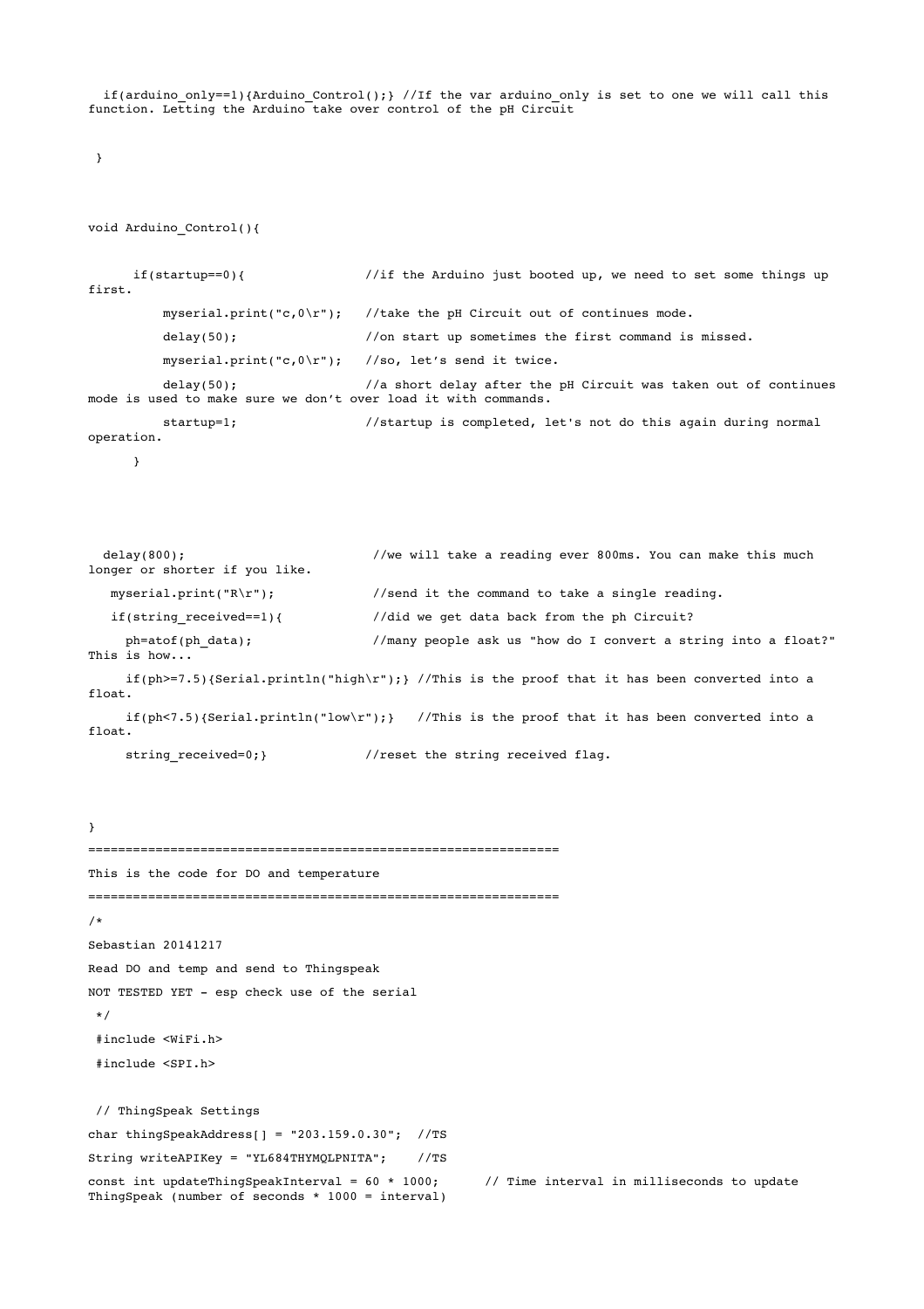```
  if(arduino_only==1){Arduino_Control();} //If the var arduino_only is set to one we will call this function. Letting the Arduino take over control of the pH Circuit


 }




void Arduino_Control(){


      if(startup==0){                //if the Arduino just booted up, we need to set some things up first.
          myserial.print("c,0\r");   //take the pH Circuit out of continues mode.
          delay(50);                 //on start up sometimes the first command is missed.
          myserial.print("c,0\r");   //so, let's send it twice.
          delay(50);                 //a short delay after the pH Circuit was taken out of continues mode is used to make sure we don't over load it with commands.
          startup=1;                 //startup is completed, let's not do this again during normal operation.
      }




  delay(800);                         //we will take a reading ever 800ms. You can make this much longer or shorter if you like.
   myserial.print("R\r");             //send it the command to take a single reading.
   if(string_received==1){            //did we get data back from the ph Circuit?
     ph=atof(ph_data);                //many people ask us "how do I convert a string into a float?" This is how...
     if(ph>=7.5){Serial.println("high\r");} //This is the proof that it has been converted into a float.
     if(ph<7.5){Serial.println("low\r");}   //This is the proof that it has been converted into a float.
     string_received=0;}             //reset the string received flag.



}
```

```
==============================================================
This is the code for DO and temperature
==============================================================
/*
Sebastian 20141217
Read DO and temp and send to Thingspeak
NOT TESTED YET - esp check use of the serial
 */
 #include <WiFi.h>
 #include <SPI.h>

 // ThingSpeak Settings
char thingSpeakAddress[] = "203.159.0.30";  //TS
String writeAPIKey = "YL684THYMQLPNITA";    //TS
const int updateThingSpeakInterval = 60 * 1000;      // Time interval in milliseconds to update ThingSpeak (number of seconds * 1000 = interval)
```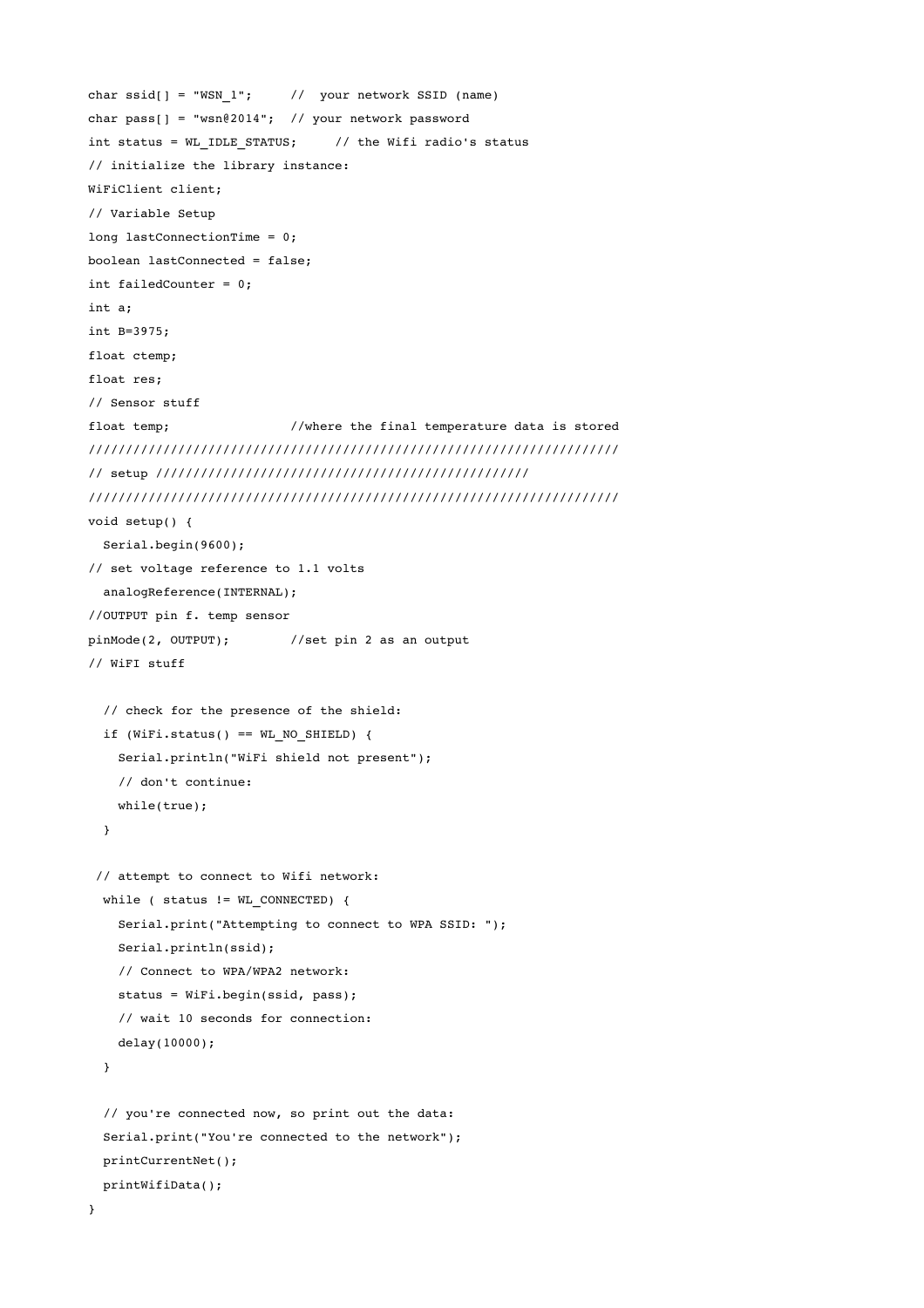```
char ssid[] = "WSN_1";     //  your network SSID (name)
char pass[] = "wsn@2014";  // your network password
int status = WL_IDLE_STATUS;     // the Wifi radio's status
// initialize the library instance:
WiFiClient client;
// Variable Setup
long lastConnectionTime = 0;
boolean lastConnected = false;
int failedCounter = 0;
int a;
int B=3975;
float ctemp;
float res;
// Sensor stuff
float temp;                //where the final temperature data is stored
////////////////////////////////////////////////////////////////////////
// setup //////////////////////////////////////////////////
////////////////////////////////////////////////////////////////////////
void setup() {
  Serial.begin(9600);
// set voltage reference to 1.1 volts
  analogReference(INTERNAL);
//OUTPUT pin f. temp sensor
pinMode(2, OUTPUT);        //set pin 2 as an output
// WiFI stuff

  // check for the presence of the shield:
  if (WiFi.status() == WL_NO_SHIELD) {
    Serial.println("WiFi shield not present");
    // don't continue:
    while(true);
  }

 // attempt to connect to Wifi network:
  while ( status != WL_CONNECTED) {
    Serial.print("Attempting to connect to WPA SSID: ");
    Serial.println(ssid);
    // Connect to WPA/WPA2 network:
    status = WiFi.begin(ssid, pass);
    // wait 10 seconds for connection:
    delay(10000);
  }

  // you're connected now, so print out the data:
  Serial.print("You're connected to the network");
  printCurrentNet();
  printWifiData();
}
```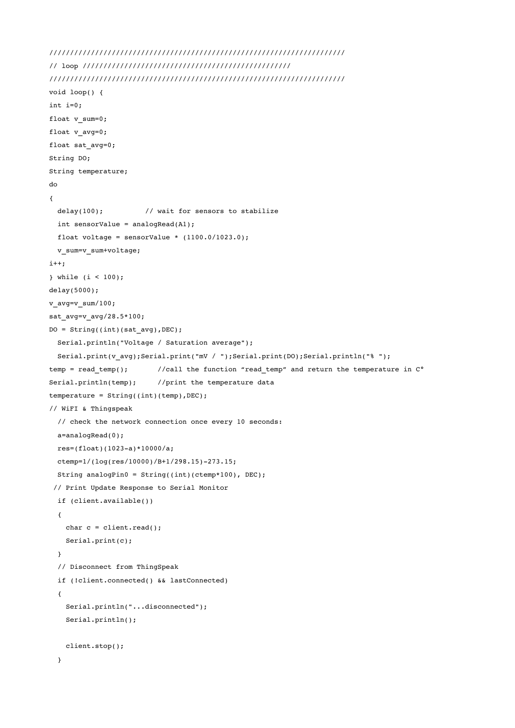```
//////////////////////////////////////////////////////////////////////
// loop /////////////////////////////////////////////////
//////////////////////////////////////////////////////////////////////
void loop() {
int i=0;
float v_sum=0;
float v_avg=0;
float sat_avg=0;
String DO;
String temperature;
do
{
  delay(100);          // wait for sensors to stabilize
  int sensorValue = analogRead(A1);
  float voltage = sensorValue * (1100.0/1023.0);
  v_sum=v_sum+voltage;
i++;
} while (i < 100);
delay(5000);
v_avg=v_sum/100;
sat_avg=v_avg/28.5*100;
DO = String((int)(sat_avg),DEC);
  Serial.println("Voltage / Saturation average");
  Serial.print(v_avg);Serial.print("mV / ");Serial.print(DO);Serial.println("% ");
temp = read_temp();       //call the function "read_temp" and return the temperature in C°
Serial.println(temp);     //print the temperature data
temperature = String((int)(temp),DEC);
// WiFI & Thingspeak
  // check the network connection once every 10 seconds:
  a=analogRead(0);
  res=(float)(1023-a)*10000/a;
  ctemp=1/(log(res/10000)/B+1/298.15)-273.15;
  String analogPin0 = String((int)(ctemp*100), DEC);
 // Print Update Response to Serial Monitor
  if (client.available())
  {
    char c = client.read();
    Serial.print(c);
  }
  // Disconnect from ThingSpeak
  if (!client.connected() && lastConnected)
  {
    Serial.println("...disconnected");
    Serial.println();

    client.stop();
  }
```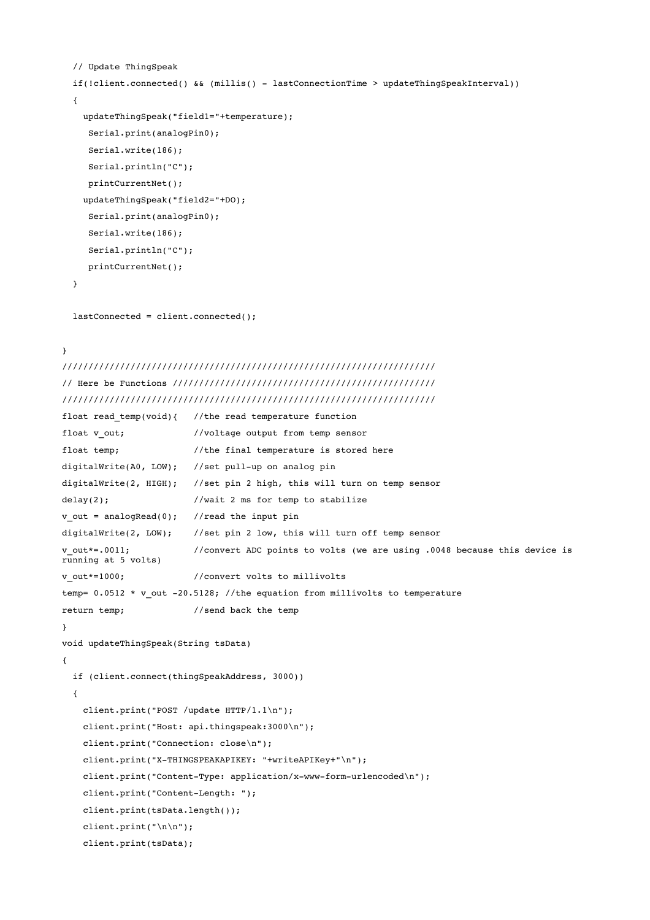```
  // Update ThingSpeak
  if(!client.connected() && (millis() - lastConnectionTime > updateThingSpeakInterval))
  {
    updateThingSpeak("field1="+temperature);
     Serial.print(analogPin0);
     Serial.write(186);
     Serial.println("C");
     printCurrentNet();
    updateThingSpeak("field2="+DO);
     Serial.print(analogPin0);
     Serial.write(186);
     Serial.println("C");
     printCurrentNet();
  }

  lastConnected = client.connected();

}
/////////////////////////////////////////////////////////////////////////
// Here be Functions ////////////////////////////////////////////////////
/////////////////////////////////////////////////////////////////////////
float read_temp(void){   //the read temperature function
float v_out;             //voltage output from temp sensor
float temp;              //the final temperature is stored here
digitalWrite(A0, LOW);   //set pull-up on analog pin
digitalWrite(2, HIGH);   //set pin 2 high, this will turn on temp sensor
delay(2);                //wait 2 ms for temp to stabilize
v_out = analogRead(0);   //read the input pin
digitalWrite(2, LOW);    //set pin 2 low, this will turn off temp sensor
v_out*=.0011;            //convert ADC points to volts (we are using .0048 because this device is
running at 5 volts)
v_out*=1000;             //convert volts to millivolts
temp= 0.0512 * v_out -20.5128; //the equation from millivolts to temperature
return temp;             //send back the temp
}
void updateThingSpeak(String tsData)
{
  if (client.connect(thingSpeakAddress, 3000))
  {
    client.print("POST /update HTTP/1.1\n");
    client.print("Host: api.thingspeak:3000\n");
    client.print("Connection: close\n");
    client.print("X-THINGSPEAKAPIKEY: "+writeAPIKey+"\n");
    client.print("Content-Type: application/x-www-form-urlencoded\n");
    client.print("Content-Length: ");
    client.print(tsData.length());
    client.print("\n\n");
    client.print(tsData);
```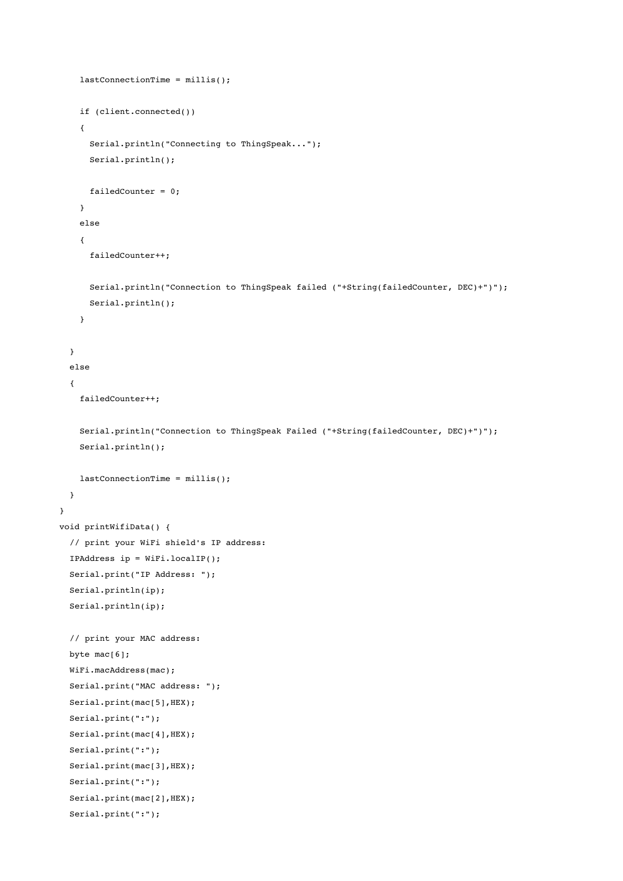```
    lastConnectionTime = millis();

    if (client.connected())
    {
      Serial.println("Connecting to ThingSpeak...");
      Serial.println();

      failedCounter = 0;
    }
    else
    {
      failedCounter++;

      Serial.println("Connection to ThingSpeak failed ("+String(failedCounter, DEC)+")");
      Serial.println();
    }

  }
  else
  {
    failedCounter++;

    Serial.println("Connection to ThingSpeak Failed ("+String(failedCounter, DEC)+")");
    Serial.println();

    lastConnectionTime = millis();
  }
}
void printWifiData() {
  // print your WiFi shield's IP address:
  IPAddress ip = WiFi.localIP();
  Serial.print("IP Address: ");
  Serial.println(ip);
  Serial.println(ip);

  // print your MAC address:
  byte mac[6];
  WiFi.macAddress(mac);
  Serial.print("MAC address: ");
  Serial.print(mac[5],HEX);
  Serial.print(":");
  Serial.print(mac[4],HEX);
  Serial.print(":");
  Serial.print(mac[3],HEX);
  Serial.print(":");
  Serial.print(mac[2],HEX);
  Serial.print(":");
```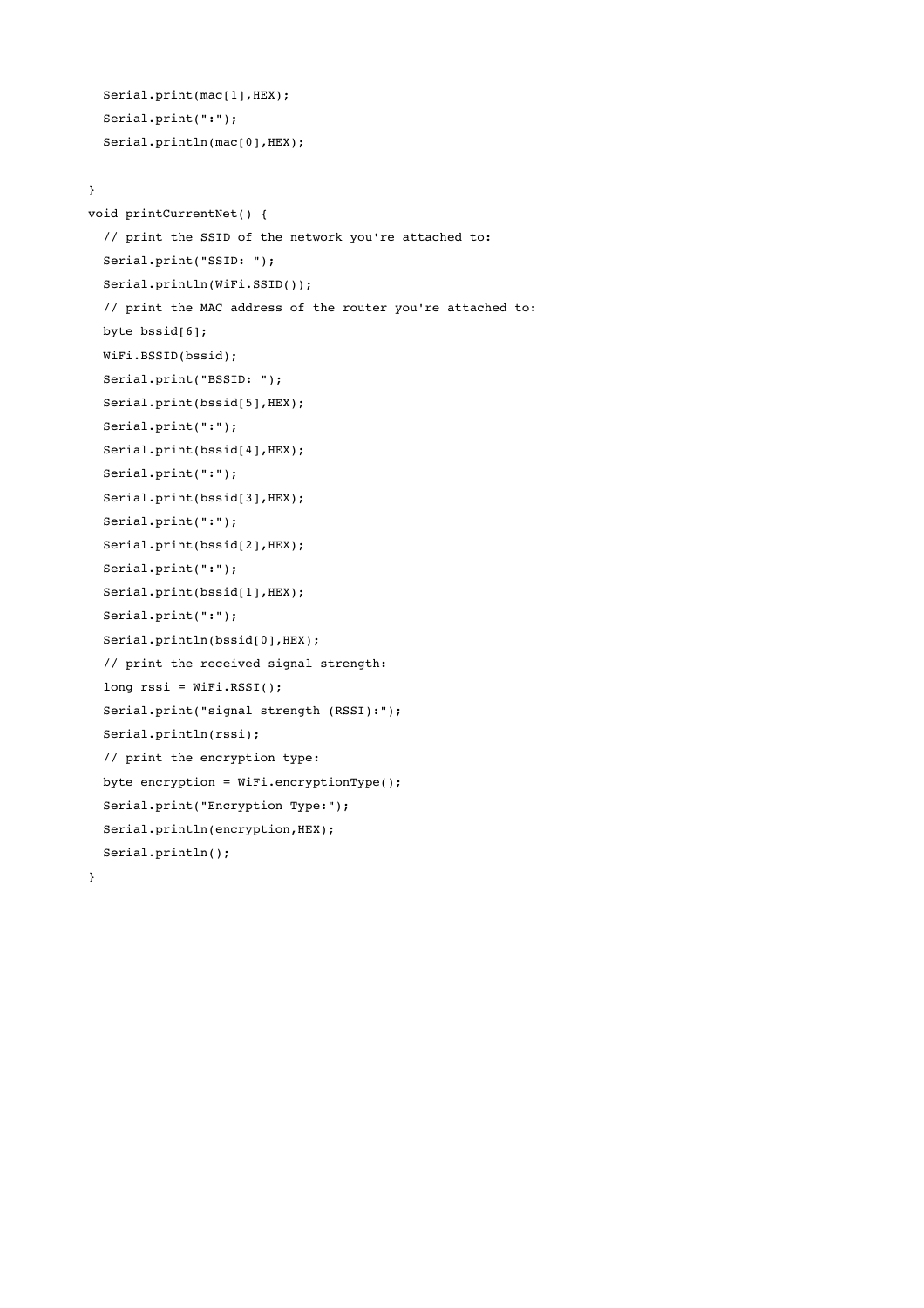```
  Serial.print(mac[1],HEX);
  Serial.print(":");
  Serial.println(mac[0],HEX);

}
void printCurrentNet() {
  // print the SSID of the network you're attached to:
  Serial.print("SSID: ");
  Serial.println(WiFi.SSID());
  // print the MAC address of the router you're attached to:
  byte bssid[6];
  WiFi.BSSID(bssid);
  Serial.print("BSSID: ");
  Serial.print(bssid[5],HEX);
  Serial.print(":");
  Serial.print(bssid[4],HEX);
  Serial.print(":");
  Serial.print(bssid[3],HEX);
  Serial.print(":");
  Serial.print(bssid[2],HEX);
  Serial.print(":");
  Serial.print(bssid[1],HEX);
  Serial.print(":");
  Serial.println(bssid[0],HEX);
  // print the received signal strength:
  long rssi = WiFi.RSSI();
  Serial.print("signal strength (RSSI):");
  Serial.println(rssi);
  // print the encryption type:
  byte encryption = WiFi.encryptionType();
  Serial.print("Encryption Type:");
  Serial.println(encryption,HEX);
  Serial.println();
}
```